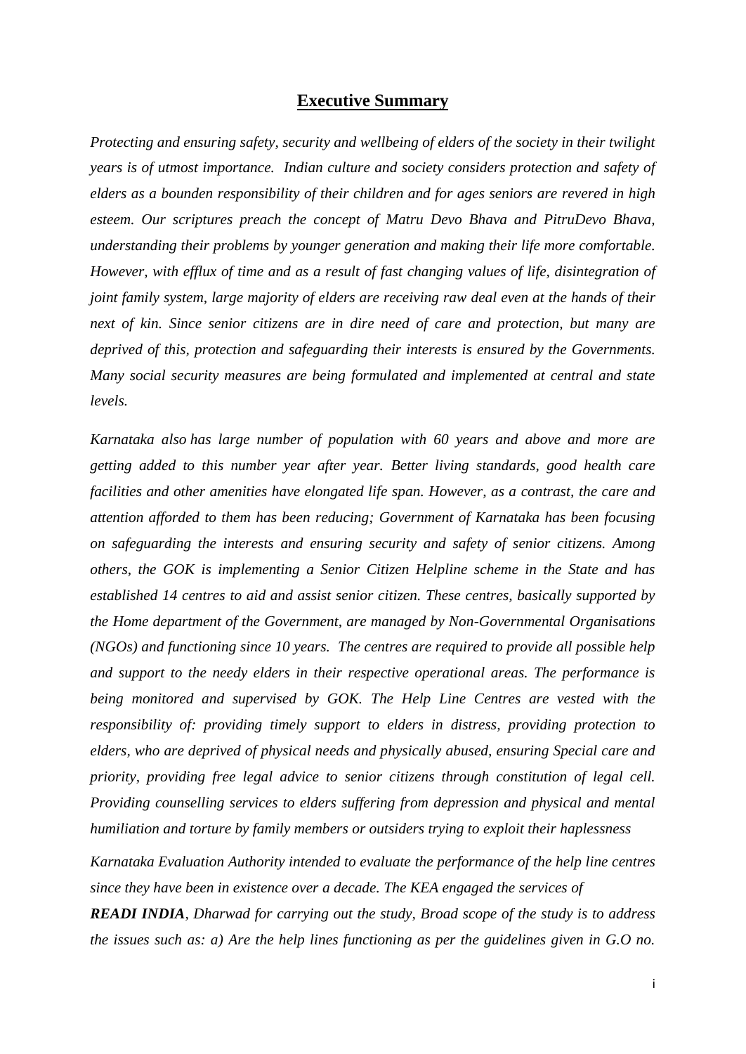# Executive Summary

*Protecting and ensuring safety, security and wellbeing of elders of the society in their twilight years is of utmost importance. Indian culture and society considers protection and safety of elders as a bounden responsibility of their children and for ages seniors are revered in high esteem. Our scriptures preach the concept of Matru Devo Bhava and PitruDevo Bhava, understanding their problems by younger generation and making their life more comfortable. However, with efflux of time and as a result of fast changing values of life, disintegration of joint family system, large majority of elders are receiving raw deal even at the hands of their next of kin. Since senior citizens are in dire need of care and protection, but many are deprived of this, protection and safeguarding their interests is ensured by the Governments. Many social security measures are being formulated and implemented at central and state levels.*

*Karnataka also has large number of population with 60 years and above and more are getting added to this number year after year. Better living standards, good health care facilities and other amenities have elongated life span. However, as a contrast, the care and attention afforded to them has been reducing; Government of Karnataka has been focusing on safeguarding the interests and ensuring security and safety of senior citizens. Among others, the GOK is implementing a Senior Citizen Helpline scheme in the State and has established 14 centres to aid and assist senior citizen. These centres, basically supported by the Home department of the Government, are managed by Non-Governmental Organisations (NGOs) and functioning since 10 years. The centres are required to provide all possible help and support to the needy elders in their respective operational areas. The performance is being monitored and supervised by GOK. The Help Line Centres are vested with the responsibility of: providing timely support to elders in distress, providing protection to elders, who are deprived of physical needs and physically abused, ensuring Special care and priority, providing free legal advice to senior citizens through constitution of legal cell. Providing counselling services to elders suffering from depression and physical and mental humiliation and torture by family members or outsiders trying to exploit their haplessness*

*Karnataka Evaluation Authority intended to evaluate the performance of the help line centres since they have been in existence over a decade. The KEA engaged the services of* ***READI INDIA****, Dharwad for carrying out the study, Broad scope of the study is to address the issues such as: a) Are the help lines functioning as per the guidelines given in G.O no.*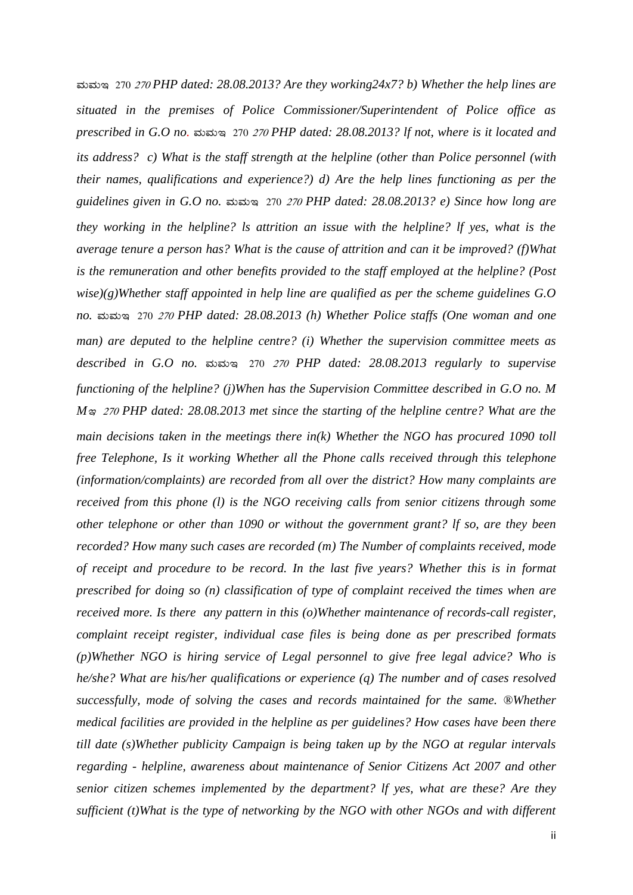*ಮಮಇ 270 270 PHP dated: 28.08.2013? Are they working24x7? b) Whether the help lines are situated in the premises of Police Commissioner/Superintendent of Police office as prescribed in G.O no. ಮಮಇ 270 270 PHP dated: 28.08.2013? lf not, where is it located and its address? c) What is the staff strength at the helpline (other than Police personnel (with their names, qualifications and experience?) d) Are the help lines functioning as per the guidelines given in G.O no. ಮಮಇ 270 270 PHP dated: 28.08.2013? e) Since how long are they working in the helpline? ls attrition an issue with the helpline? lf yes, what is the average tenure a person has? What is the cause of attrition and can it be improved? (f)What is the remuneration and other benefits provided to the staff employed at the helpline? (Post wise)(g)Whether staff appointed in help line are qualified as per the scheme guidelines G.O no. ಮಮಇ 270 270 PHP dated: 28.08.2013 (h) Whether Police staffs (One woman and one man) are deputed to the helpline centre? (i) Whether the supervision committee meets as described in G.O no. ಮಮಇ 270 270 PHP dated: 28.08.2013 regularly to supervise functioning of the helpline? (j)When has the Supervision Committee described in G.O no. M Mಇ 270 PHP dated: 28.08.2013 met since the starting of the helpline centre? What are the main decisions taken in the meetings there in(k) Whether the NGO has procured 1090 toll free Telephone, Is it working Whether all the Phone calls received through this telephone (information/complaints) are recorded from all over the district? How many complaints are received from this phone (l) is the NGO receiving calls from senior citizens through some other telephone or other than 1090 or without the government grant? lf so, are they been recorded? How many such cases are recorded (m) The Number of complaints received, mode of receipt and procedure to be record. In the last five years? Whether this is in format prescribed for doing so (n) classification of type of complaint received the times when are received more. Is there any pattern in this (o)Whether maintenance of records-call register, complaint receipt register, individual case files is being done as per prescribed formats (p)Whether NGO is hiring service of Legal personnel to give free legal advice? Who is he/she? What are his/her qualifications or experience (q) The number and of cases resolved successfully, mode of solving the cases and records maintained for the same. ®Whether medical facilities are provided in the helpline as per guidelines? How cases have been there till date (s)Whether publicity Campaign is being taken up by the NGO at regular intervals regarding - helpline, awareness about maintenance of Senior Citizens Act 2007 and other senior citizen schemes implemented by the department? lf yes, what are these? Are they sufficient (t)What is the type of networking by the NGO with other NGOs and with different*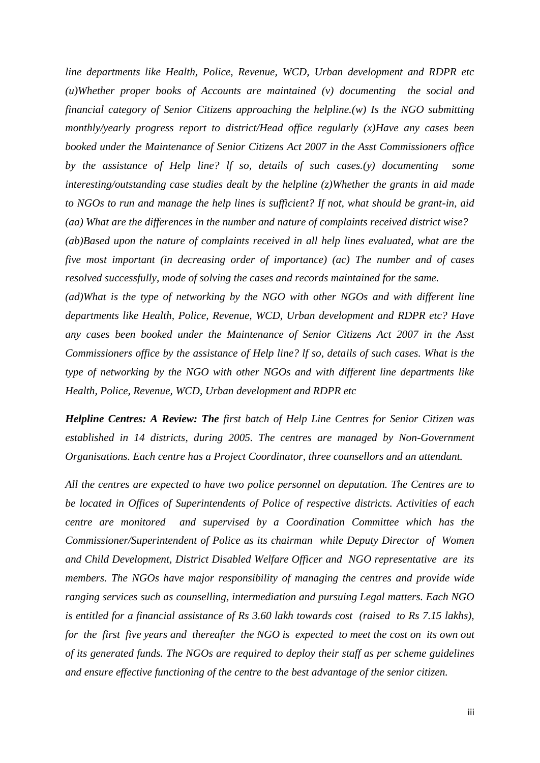*line departments like Health, Police, Revenue, WCD, Urban development and RDPR etc (u)Whether proper books of Accounts are maintained (v) documenting the social and financial category of Senior Citizens approaching the helpline.(w) Is the NGO submitting monthly/yearly progress report to district/Head office regularly (x)Have any cases been booked under the Maintenance of Senior Citizens Act 2007 in the Asst Commissioners office by the assistance of Help line? lf so, details of such cases.(y) documenting some interesting/outstanding case studies dealt by the helpline (z)Whether the grants in aid made to NGOs to run and manage the help lines is sufficient? If not, what should be grant-in, aid (aa) What are the differences in the number and nature of complaints received district wise? (ab)Based upon the nature of complaints received in all help lines evaluated, what are the five most important (in decreasing order of importance) (ac) The number and of cases resolved successfully, mode of solving the cases and records maintained for the same. (ad)What is the type of networking by the NGO with other NGOs and with different line departments like Health, Police, Revenue, WCD, Urban development and RDPR etc? Have any cases been booked under the Maintenance of Senior Citizens Act 2007 in the Asst Commissioners office by the assistance of Help line? lf so, details of such cases. What is the type of networking by the NGO with other NGOs and with different line departments like Health, Police, Revenue, WCD, Urban development and RDPR etc*

***Helpline Centres: A Review: The*** *first batch of Help Line Centres for Senior Citizen was established in 14 districts, during 2005. The centres are managed by Non-Government Organisations. Each centre has a Project Coordinator, three counsellors and an attendant.*

*All the centres are expected to have two police personnel on deputation. The Centres are to be located in Offices of Superintendents of Police of respective districts. Activities of each centre are monitored and supervised by a Coordination Committee which has the Commissioner/Superintendent of Police as its chairman while Deputy Director of Women and Child Development, District Disabled Welfare Officer and NGO representative are its members. The NGOs have major responsibility of managing the centres and provide wide ranging services such as counselling, intermediation and pursuing Legal matters. Each NGO is entitled for a financial assistance of Rs 3.60 lakh towards cost (raised to Rs 7.15 lakhs), for the first five years and thereafter the NGO is expected to meet the cost on its own out of its generated funds. The NGOs are required to deploy their staff as per scheme guidelines and ensure effective functioning of the centre to the best advantage of the senior citizen.*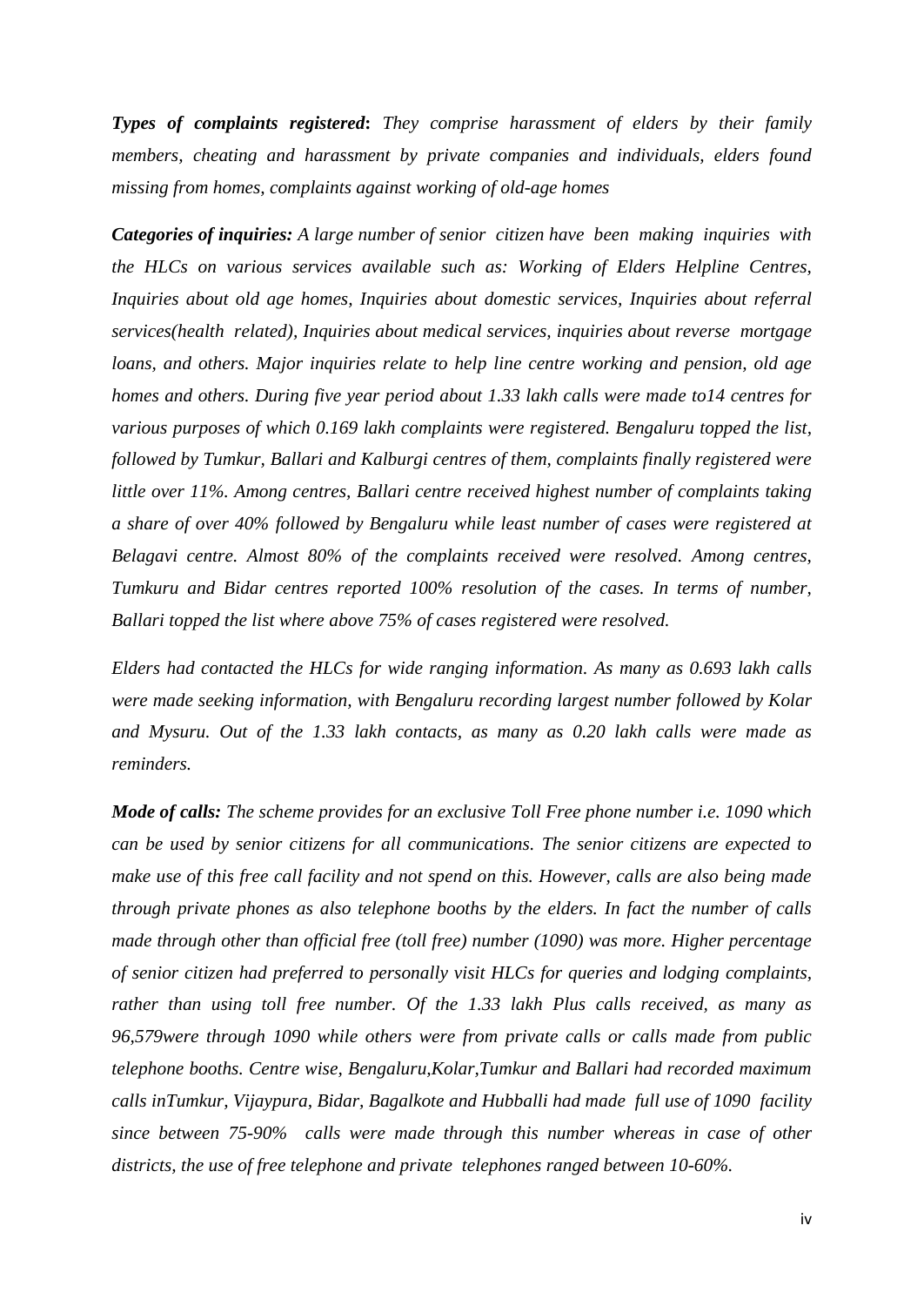***Types of complaints registered*****:** *They comprise harassment of elders by their family members, cheating and harassment by private companies and individuals, elders found missing from homes, complaints against working of old-age homes*

***Categories of inquiries:*** *A large number of senior citizen have been making inquiries with the HLCs on various services available such as: Working of Elders Helpline Centres, Inquiries about old age homes, Inquiries about domestic services, Inquiries about referral services(health related), Inquiries about medical services, inquiries about reverse mortgage loans, and others. Major inquiries relate to help line centre working and pension, old age homes and others. During five year period about 1.33 lakh calls were made to14 centres for various purposes of which 0.169 lakh complaints were registered. Bengaluru topped the list, followed by Tumkur, Ballari and Kalburgi centres of them, complaints finally registered were little over 11%. Among centres, Ballari centre received highest number of complaints taking a share of over 40% followed by Bengaluru while least number of cases were registered at Belagavi centre. Almost 80% of the complaints received were resolved. Among centres, Tumkuru and Bidar centres reported 100% resolution of the cases. In terms of number, Ballari topped the list where above 75% of cases registered were resolved.*

*Elders had contacted the HLCs for wide ranging information. As many as 0.693 lakh calls were made seeking information, with Bengaluru recording largest number followed by Kolar and Mysuru. Out of the 1.33 lakh contacts, as many as 0.20 lakh calls were made as reminders.*

***Mode of calls:*** *The scheme provides for an exclusive Toll Free phone number i.e. 1090 which can be used by senior citizens for all communications. The senior citizens are expected to make use of this free call facility and not spend on this. However, calls are also being made through private phones as also telephone booths by the elders. In fact the number of calls made through other than official free (toll free) number (1090) was more. Higher percentage of senior citizen had preferred to personally visit HLCs for queries and lodging complaints, rather than using toll free number. Of the 1.33 lakh Plus calls received, as many as 96,579were through 1090 while others were from private calls or calls made from public telephone booths. Centre wise, Bengaluru,Kolar,Tumkur and Ballari had recorded maximum calls inTumkur, Vijaypura, Bidar, Bagalkote and Hubballi had made full use of 1090 facility since between 75-90% calls were made through this number whereas in case of other districts, the use of free telephone and private telephones ranged between 10-60%.*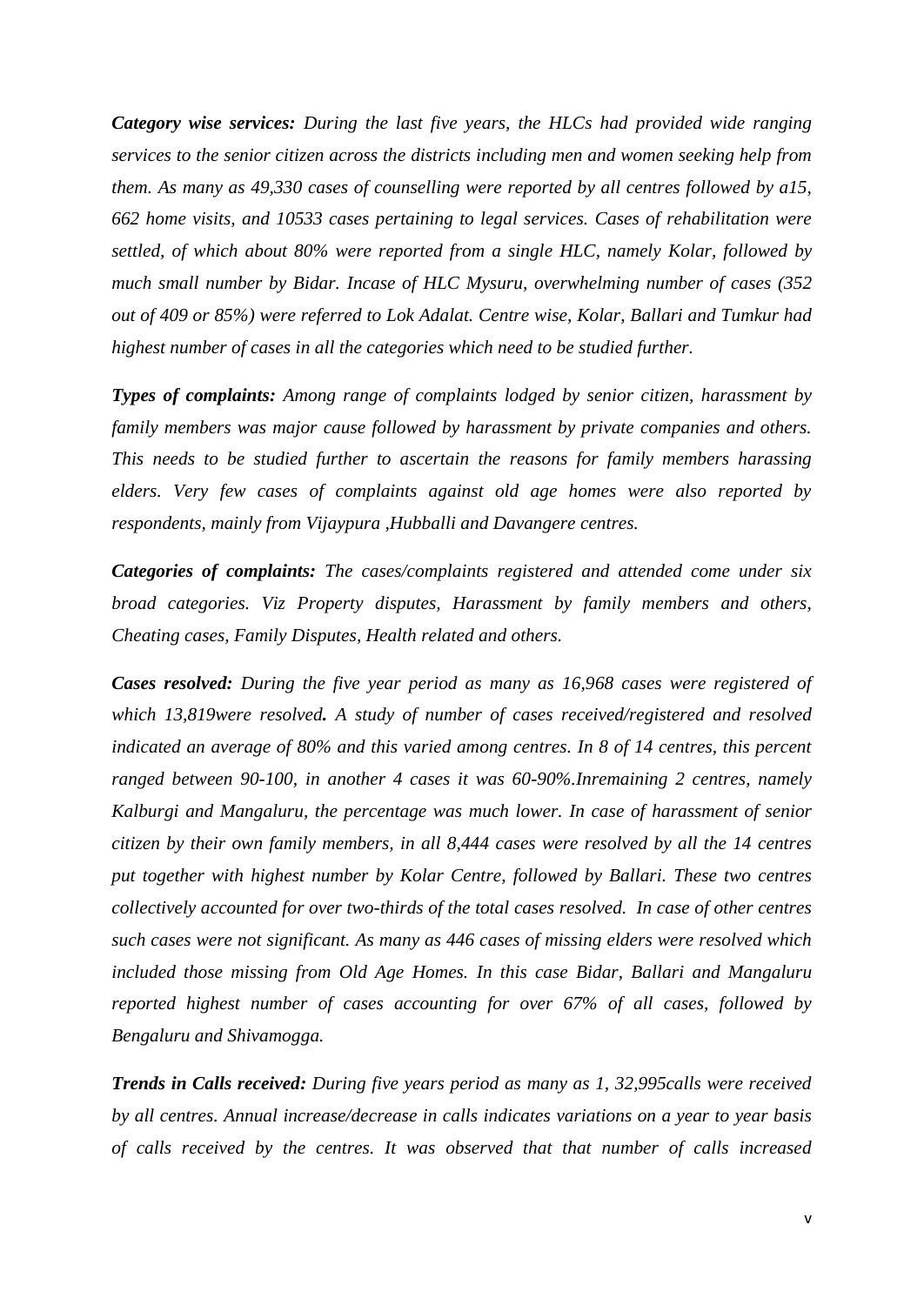***Category wise services:*** *During the last five years, the HLCs had provided wide ranging services to the senior citizen across the districts including men and women seeking help from them. As many as 49,330 cases of counselling were reported by all centres followed by a15, 662 home visits, and 10533 cases pertaining to legal services. Cases of rehabilitation were settled, of which about 80% were reported from a single HLC, namely Kolar, followed by much small number by Bidar. Incase of HLC Mysuru, overwhelming number of cases (352 out of 409 or 85%) were referred to Lok Adalat. Centre wise, Kolar, Ballari and Tumkur had highest number of cases in all the categories which need to be studied further.*

***Types of complaints:*** *Among range of complaints lodged by senior citizen, harassment by family members was major cause followed by harassment by private companies and others. This needs to be studied further to ascertain the reasons for family members harassing elders. Very few cases of complaints against old age homes were also reported by respondents, mainly from Vijaypura ,Hubballi and Davangere centres.*

***Categories of complaints:*** *The cases/complaints registered and attended come under six broad categories. Viz Property disputes, Harassment by family members and others, Cheating cases, Family Disputes, Health related and others.*

***Cases resolved:*** *During the five year period as many as 16,968 cases were registered of which 13,819were resolved**.** A study of number of cases received/registered and resolved indicated an average of 80% and this varied among centres. In 8 of 14 centres, this percent ranged between 90-100, in another 4 cases it was 60-90%.Inremaining 2 centres, namely Kalburgi and Mangaluru, the percentage was much lower. In case of harassment of senior citizen by their own family members, in all 8,444 cases were resolved by all the 14 centres put together with highest number by Kolar Centre, followed by Ballari. These two centres collectively accounted for over two-thirds of the total cases resolved. In case of other centres such cases were not significant. As many as 446 cases of missing elders were resolved which included those missing from Old Age Homes. In this case Bidar, Ballari and Mangaluru reported highest number of cases accounting for over 67% of all cases, followed by Bengaluru and Shivamogga.*

***Trends in Calls received:*** *During five years period as many as 1, 32,995calls were received by all centres. Annual increase/decrease in calls indicates variations on a year to year basis of calls received by the centres. It was observed that that number of calls increased*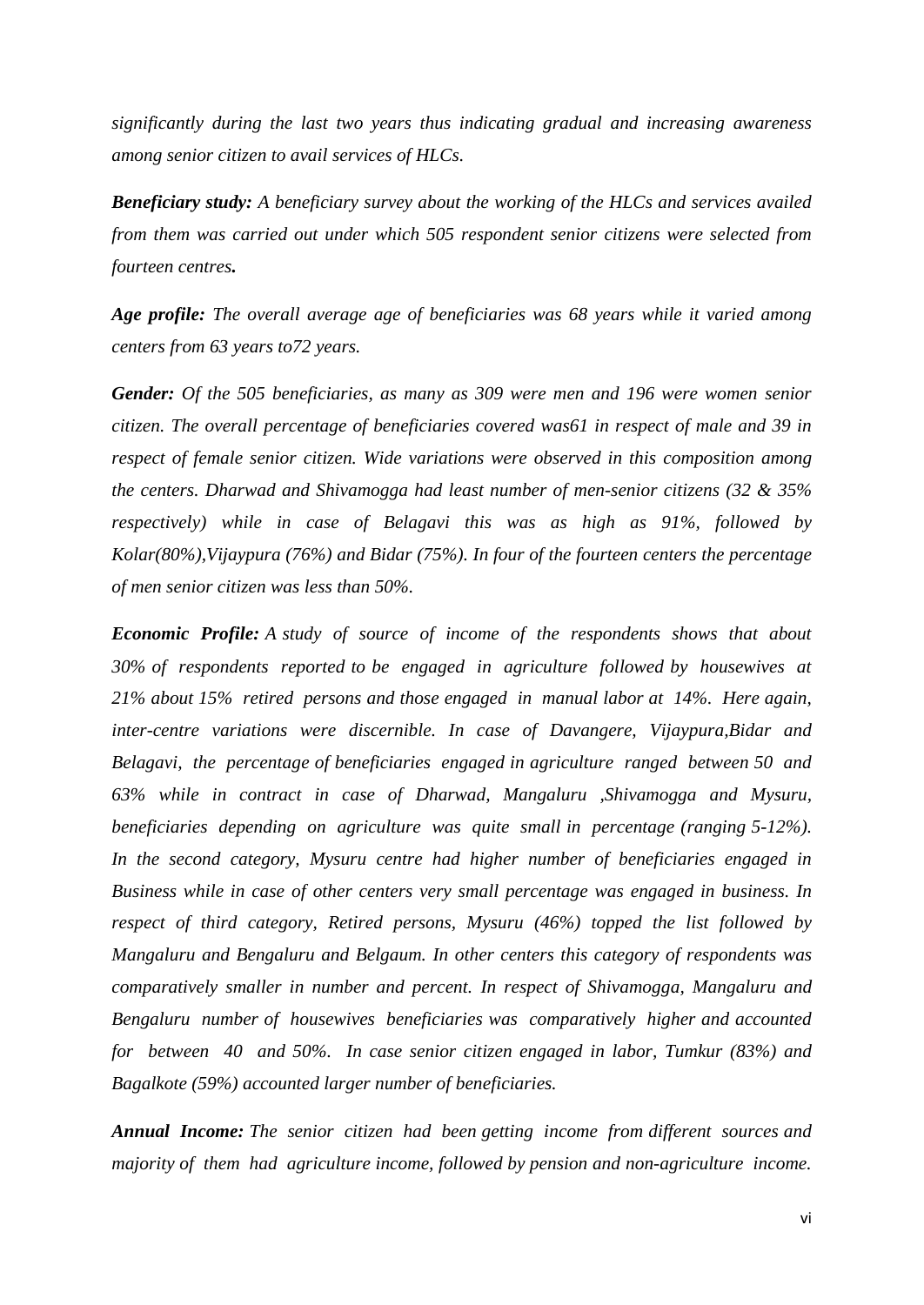*significantly during the last two years thus indicating gradual and increasing awareness among senior citizen to avail services of HLCs.*

***Beneficiary study:*** *A beneficiary survey about the working of the HLCs and services availed from them was carried out under which 505 respondent senior citizens were selected from fourteen centres.*

***Age profile:*** *The overall average age of beneficiaries was 68 years while it varied among centers from 63 years to72 years.*

***Gender:*** *Of the 505 beneficiaries, as many as 309 were men and 196 were women senior citizen. The overall percentage of beneficiaries covered was61 in respect of male and 39 in respect of female senior citizen. Wide variations were observed in this composition among the centers. Dharwad and Shivamogga had least number of men-senior citizens (32 & 35% respectively) while in case of Belagavi this was as high as 91%, followed by Kolar(80%),Vijaypura (76%) and Bidar (75%). In four of the fourteen centers the percentage of men senior citizen was less than 50%.*

***Economic Profile:*** *A study of source of income of the respondents shows that about 30% of respondents reported to be engaged in agriculture followed by housewives at 21% about 15% retired persons and those engaged in manual labor at 14%. Here again, inter-centre variations were discernible. In case of Davangere, Vijaypura,Bidar and Belagavi, the percentage of beneficiaries engaged in agriculture ranged between 50 and 63% while in contract in case of Dharwad, Mangaluru ,Shivamogga and Mysuru, beneficiaries depending on agriculture was quite small in percentage (ranging 5-12%). In the second category, Mysuru centre had higher number of beneficiaries engaged in Business while in case of other centers very small percentage was engaged in business. In respect of third category, Retired persons, Mysuru (46%) topped the list followed by Mangaluru and Bengaluru and Belgaum. In other centers this category of respondents was comparatively smaller in number and percent. In respect of Shivamogga, Mangaluru and Bengaluru number of housewives beneficiaries was comparatively higher and accounted for between 40 and 50%. In case senior citizen engaged in labor, Tumkur (83%) and Bagalkote (59%) accounted larger number of beneficiaries.*

***Annual Income:*** *The senior citizen had been getting income from different sources and majority of them had agriculture income, followed by pension and non-agriculture income.*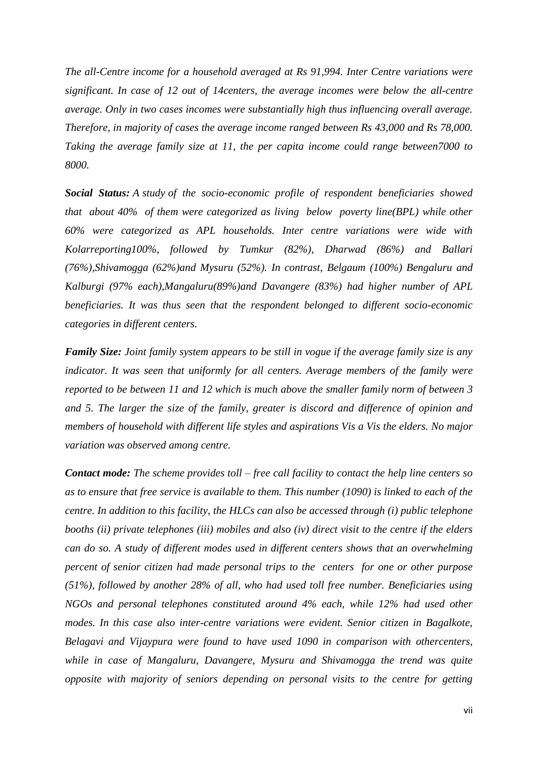*The all-Centre income for a household averaged at Rs 91,994. Inter Centre variations were significant. In case of 12 out of 14centers, the average incomes were below the all-centre average. Only in two cases incomes were substantially high thus influencing overall average. Therefore, in majority of cases the average income ranged between Rs 43,000 and Rs 78,000. Taking the average family size at 11, the per capita income could range between7000 to 8000.*

***Social Status:*** *A study of the socio-economic profile of respondent beneficiaries showed that about 40% of them were categorized as living below poverty line(BPL) while other 60% were categorized as APL households. Inter centre variations were wide with Kolarreporting100%, followed by Tumkur (82%), Dharwad (86%) and Ballari (76%),Shivamogga (62%)and Mysuru (52%). In contrast, Belgaum (100%) Bengaluru and Kalburgi (97% each),Mangaluru(89%)and Davangere (83%) had higher number of APL beneficiaries. It was thus seen that the respondent belonged to different socio-economic categories in different centers.*

***Family Size:*** *Joint family system appears to be still in vogue if the average family size is any indicator. It was seen that uniformly for all centers. Average members of the family were reported to be between 11 and 12 which is much above the smaller family norm of between 3 and 5. The larger the size of the family, greater is discord and difference of opinion and members of household with different life styles and aspirations Vis a Vis the elders. No major variation was observed among centre.*

***Contact mode:*** *The scheme provides toll – free call facility to contact the help line centers so as to ensure that free service is available to them. This number (1090) is linked to each of the centre. In addition to this facility, the HLCs can also be accessed through (i) public telephone booths (ii) private telephones (iii) mobiles and also (iv) direct visit to the centre if the elders can do so. A study of different modes used in different centers shows that an overwhelming percent of senior citizen had made personal trips to the centers for one or other purpose (51%), followed by another 28% of all, who had used toll free number. Beneficiaries using NGOs and personal telephones constituted around 4% each, while 12% had used other modes. In this case also inter-centre variations were evident. Senior citizen in Bagalkote, Belagavi and Vijaypura were found to have used 1090 in comparison with othercenters, while in case of Mangaluru, Davangere, Mysuru and Shivamogga the trend was quite opposite with majority of seniors depending on personal visits to the centre for getting*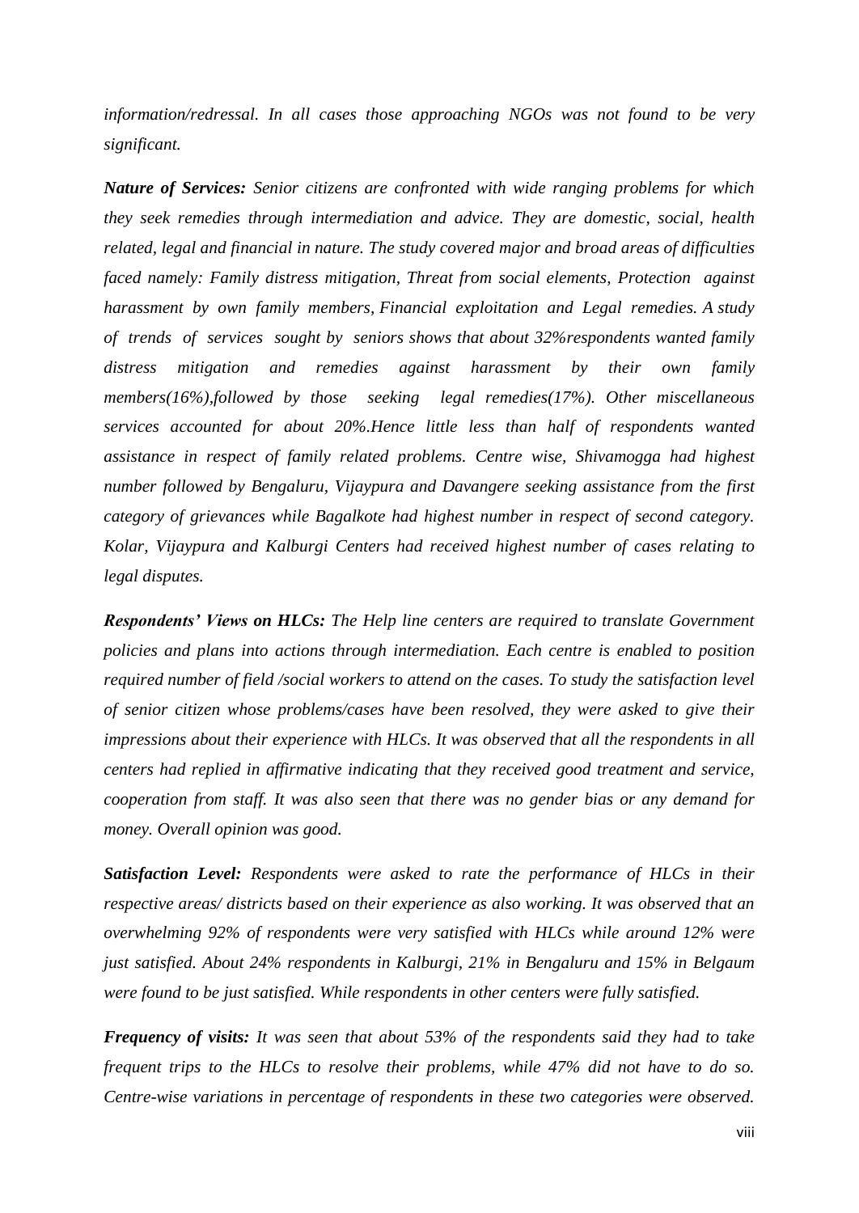*information/redressal. In all cases those approaching NGOs was not found to be very significant.*

***Nature of Services:*** *Senior citizens are confronted with wide ranging problems for which they seek remedies through intermediation and advice. They are domestic, social, health related, legal and financial in nature. The study covered major and broad areas of difficulties faced namely: Family distress mitigation, Threat from social elements, Protection against harassment by own family members, Financial exploitation and Legal remedies. A study of trends of services sought by seniors shows that about 32%respondents wanted family distress mitigation and remedies against harassment by their own family members(16%),followed by those seeking legal remedies(17%). Other miscellaneous services accounted for about 20%.Hence little less than half of respondents wanted assistance in respect of family related problems. Centre wise, Shivamogga had highest number followed by Bengaluru, Vijaypura and Davangere seeking assistance from the first category of grievances while Bagalkote had highest number in respect of second category. Kolar, Vijaypura and Kalburgi Centers had received highest number of cases relating to legal disputes.*

***Respondents' Views on HLCs:*** *The Help line centers are required to translate Government policies and plans into actions through intermediation. Each centre is enabled to position required number of field /social workers to attend on the cases. To study the satisfaction level of senior citizen whose problems/cases have been resolved, they were asked to give their impressions about their experience with HLCs. It was observed that all the respondents in all centers had replied in affirmative indicating that they received good treatment and service, cooperation from staff. It was also seen that there was no gender bias or any demand for money. Overall opinion was good.*

***Satisfaction Level:*** *Respondents were asked to rate the performance of HLCs in their respective areas/ districts based on their experience as also working. It was observed that an overwhelming 92% of respondents were very satisfied with HLCs while around 12% were just satisfied. About 24% respondents in Kalburgi, 21% in Bengaluru and 15% in Belgaum were found to be just satisfied. While respondents in other centers were fully satisfied.*

***Frequency of visits:*** *It was seen that about 53% of the respondents said they had to take frequent trips to the HLCs to resolve their problems, while 47% did not have to do so. Centre-wise variations in percentage of respondents in these two categories were observed.*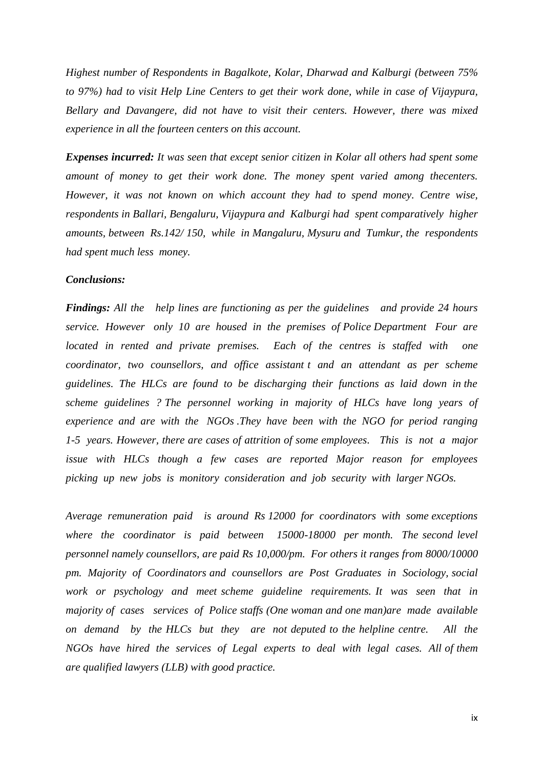*Highest number of Respondents in Bagalkote, Kolar, Dharwad and Kalburgi (between 75% to 97%) had to visit Help Line Centers to get their work done, while in case of Vijaypura, Bellary and Davangere, did not have to visit their centers. However, there was mixed experience in all the fourteen centers on this account.*

***Expenses incurred:*** *It was seen that except senior citizen in Kolar all others had spent some amount of money to get their work done. The money spent varied among thecenters. However, it was not known on which account they had to spend money. Centre wise, respondents in Ballari, Bengaluru, Vijaypura and Kalburgi had spent comparatively higher amounts, between Rs.142/ 150, while in Mangaluru, Mysuru and Tumkur, the respondents had spent much less money.*

***Conclusions:***

***Findings:*** *All the help lines are functioning as per the guidelines and provide 24 hours service. However only 10 are housed in the premises of Police Department Four are located in rented and private premises. Each of the centres is staffed with one coordinator, two counsellors, and office assistant t and an attendant as per scheme guidelines. The HLCs are found to be discharging their functions as laid down in the scheme guidelines ? The personnel working in majority of HLCs have long years of experience and are with the NGOs .They have been with the NGO for period ranging 1-5 years. However, there are cases of attrition of some employees. This is not a major issue with HLCs though a few cases are reported Major reason for employees picking up new jobs is monitory consideration and job security with larger NGOs.*

*Average remuneration paid is around Rs 12000 for coordinators with some exceptions where the coordinator is paid between 15000-18000 per month. The second level personnel namely counsellors, are paid Rs 10,000/pm. For others it ranges from 8000/10000 pm. Majority of Coordinators and counsellors are Post Graduates in Sociology, social work or psychology and meet scheme guideline requirements. It was seen that in majority of cases services of Police staffs (One woman and one man)are made available on demand by the HLCs but they are not deputed to the helpline centre. All the NGOs have hired the services of Legal experts to deal with legal cases. All of them are qualified lawyers (LLB) with good practice.*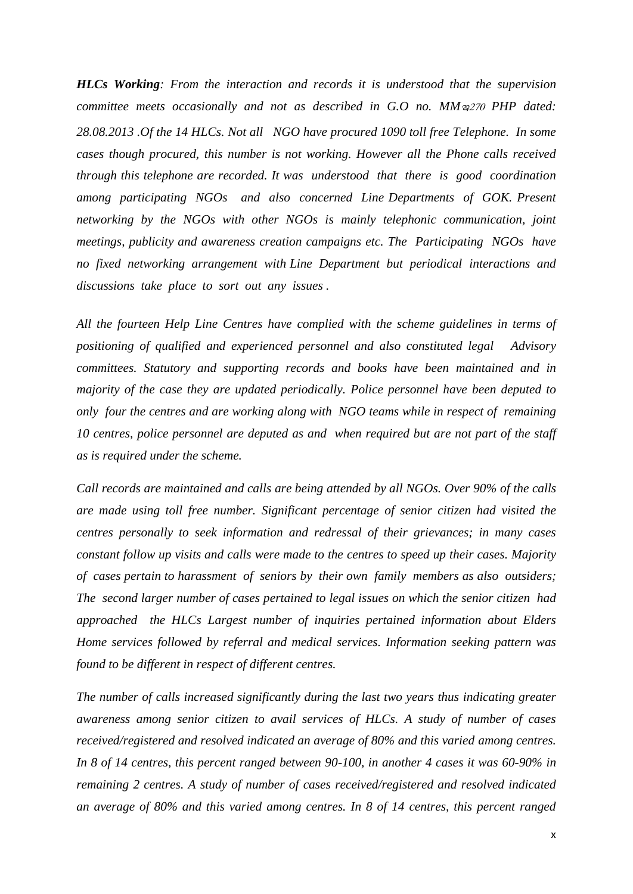***HLCs Working**: From the interaction and records it is understood that the supervision committee meets occasionally and not as described in G.O no. MMಇ270 PHP dated: 28.08.2013 .Of the 14 HLCs. Not all NGO have procured 1090 toll free Telephone. In some cases though procured, this number is not working. However all the Phone calls received through this telephone are recorded. It was understood that there is good coordination among participating NGOs and also concerned Line Departments of GOK. Present networking by the NGOs with other NGOs is mainly telephonic communication, joint meetings, publicity and awareness creation campaigns etc. The Participating NGOs have no fixed networking arrangement with Line Department but periodical interactions and discussions take place to sort out any issues .*

*All the fourteen Help Line Centres have complied with the scheme guidelines in terms of positioning of qualified and experienced personnel and also constituted legal Advisory committees. Statutory and supporting records and books have been maintained and in majority of the case they are updated periodically. Police personnel have been deputed to only four the centres and are working along with NGO teams while in respect of remaining 10 centres, police personnel are deputed as and when required but are not part of the staff as is required under the scheme.*

*Call records are maintained and calls are being attended by all NGOs. Over 90% of the calls are made using toll free number. Significant percentage of senior citizen had visited the centres personally to seek information and redressal of their grievances; in many cases constant follow up visits and calls were made to the centres to speed up their cases. Majority of cases pertain to harassment of seniors by their own family members as also outsiders; The second larger number of cases pertained to legal issues on which the senior citizen had approached the HLCs Largest number of inquiries pertained information about Elders Home services followed by referral and medical services. Information seeking pattern was found to be different in respect of different centres.*

*The number of calls increased significantly during the last two years thus indicating greater awareness among senior citizen to avail services of HLCs. A study of number of cases received/registered and resolved indicated an average of 80% and this varied among centres. In 8 of 14 centres, this percent ranged between 90-100, in another 4 cases it was 60-90% in remaining 2 centres. A study of number of cases received/registered and resolved indicated an average of 80% and this varied among centres. In 8 of 14 centres, this percent ranged*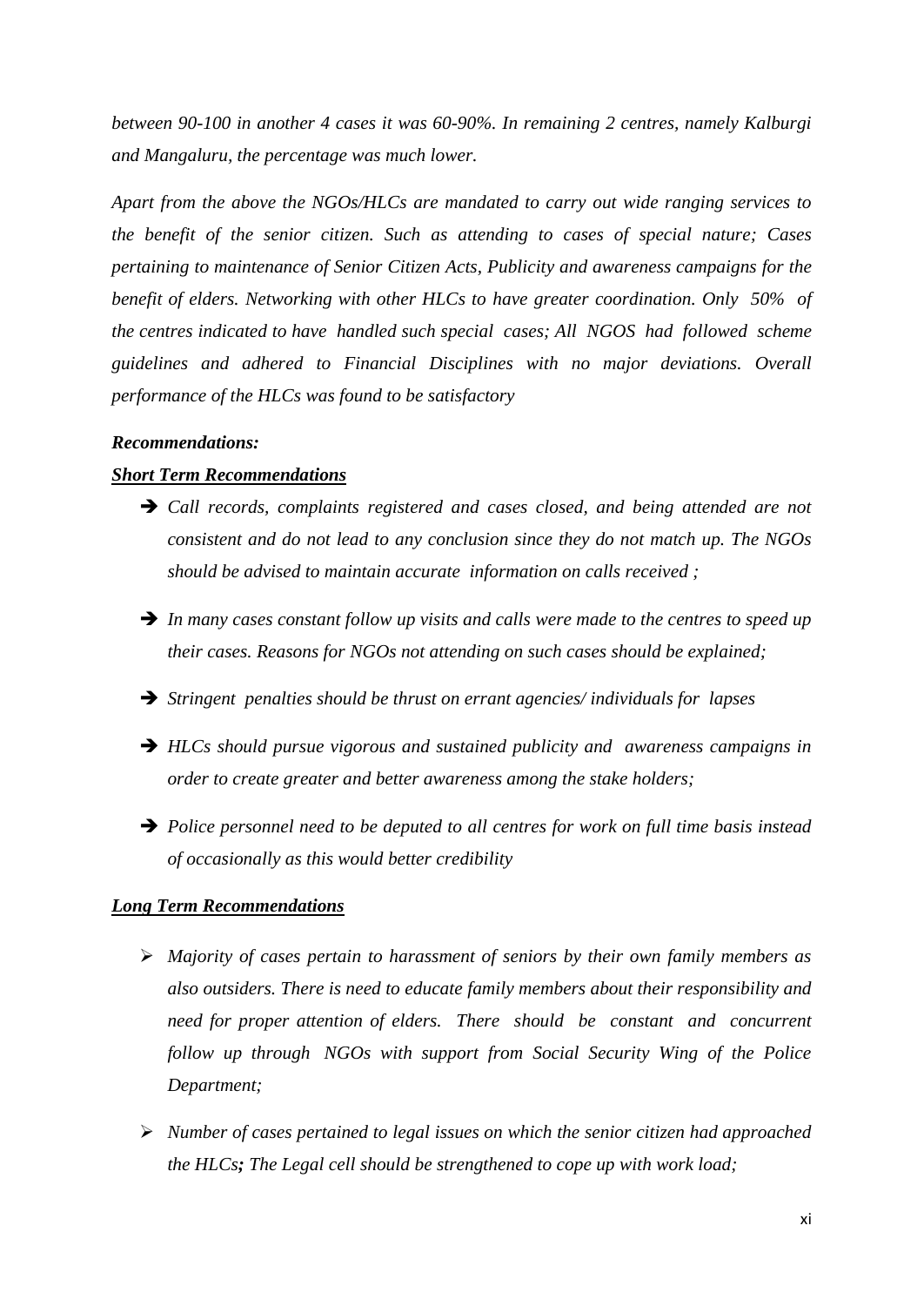*between 90-100 in another 4 cases it was 60-90%. In remaining 2 centres, namely Kalburgi and Mangaluru, the percentage was much lower.*

*Apart from the above the NGOs/HLCs are mandated to carry out wide ranging services to the benefit of the senior citizen. Such as attending to cases of special nature; Cases pertaining to maintenance of Senior Citizen Acts, Publicity and awareness campaigns for the benefit of elders. Networking with other HLCs to have greater coordination. Only 50% of the centres indicated to have handled such special cases; All NGOS had followed scheme guidelines and adhered to Financial Disciplines with no major deviations. Overall performance of the HLCs was found to be satisfactory*

***Recommendations:***

***<u>Short Term Recommendations</u>***

- ➔ *Call records, complaints registered and cases closed, and being attended are not consistent and do not lead to any conclusion since they do not match up. The NGOs should be advised to maintain accurate information on calls received ;*
- ➔ *In many cases constant follow up visits and calls were made to the centres to speed up their cases. Reasons for NGOs not attending on such cases should be explained;*
- ➔ *Stringent penalties should be thrust on errant agencies/ individuals for lapses*
- ➔ *HLCs should pursue vigorous and sustained publicity and awareness campaigns in order to create greater and better awareness among the stake holders;*
- ➔ *Police personnel need to be deputed to all centres for work on full time basis instead of occasionally as this would better credibility*

***<u>Long Term Recommendations</u>***

- ➢ *Majority of cases pertain to harassment of seniors by their own family members as also outsiders. There is need to educate family members about their responsibility and need for proper attention of elders. There should be constant and concurrent follow up through NGOs with support from Social Security Wing of the Police Department;*
- ➢ *Number of cases pertained to legal issues on which the senior citizen had approached the HLCs**;** The Legal cell should be strengthened to cope up with work load;*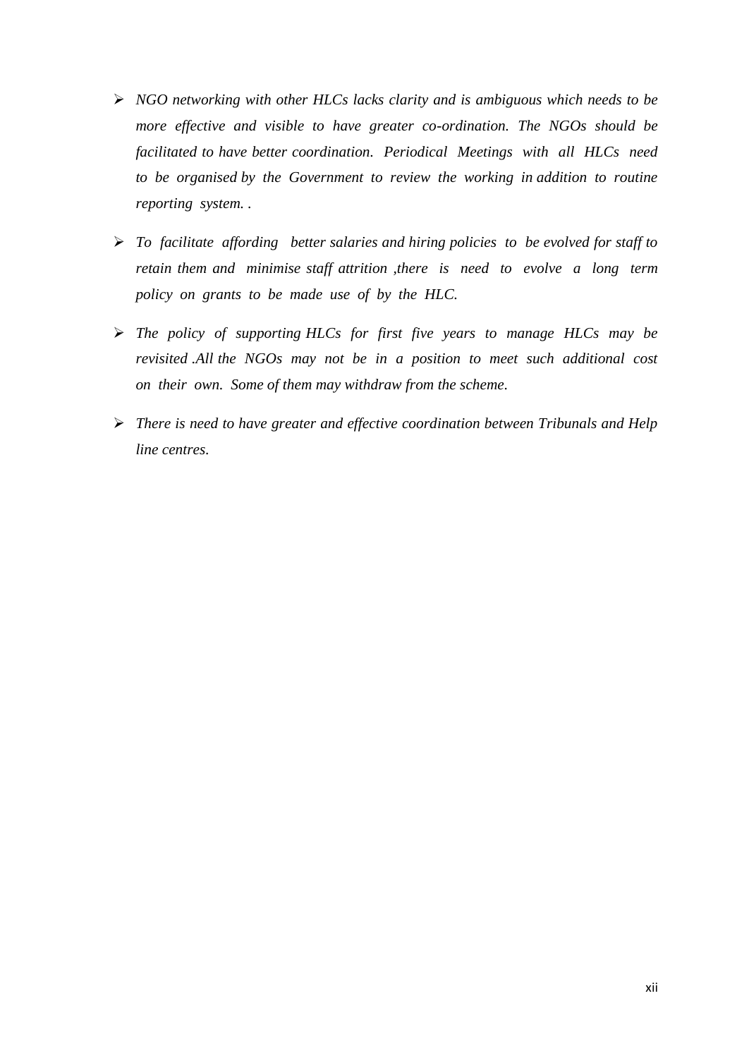- *NGO networking with other HLCs lacks clarity and is ambiguous which needs to be more effective and visible to have greater co-ordination. The NGOs should be facilitated to have better coordination. Periodical Meetings with all HLCs need to be organised by the Government to review the working in addition to routine reporting system. .*

- *To facilitate affording better salaries and hiring policies to be evolved for staff to retain them and minimise staff attrition ,there is need to evolve a long term policy on grants to be made use of by the HLC.*

- *The policy of supporting HLCs for first five years to manage HLCs may be revisited .All the NGOs may not be in a position to meet such additional cost on their own. Some of them may withdraw from the scheme.*

- *There is need to have greater and effective coordination between Tribunals and Help line centres.*